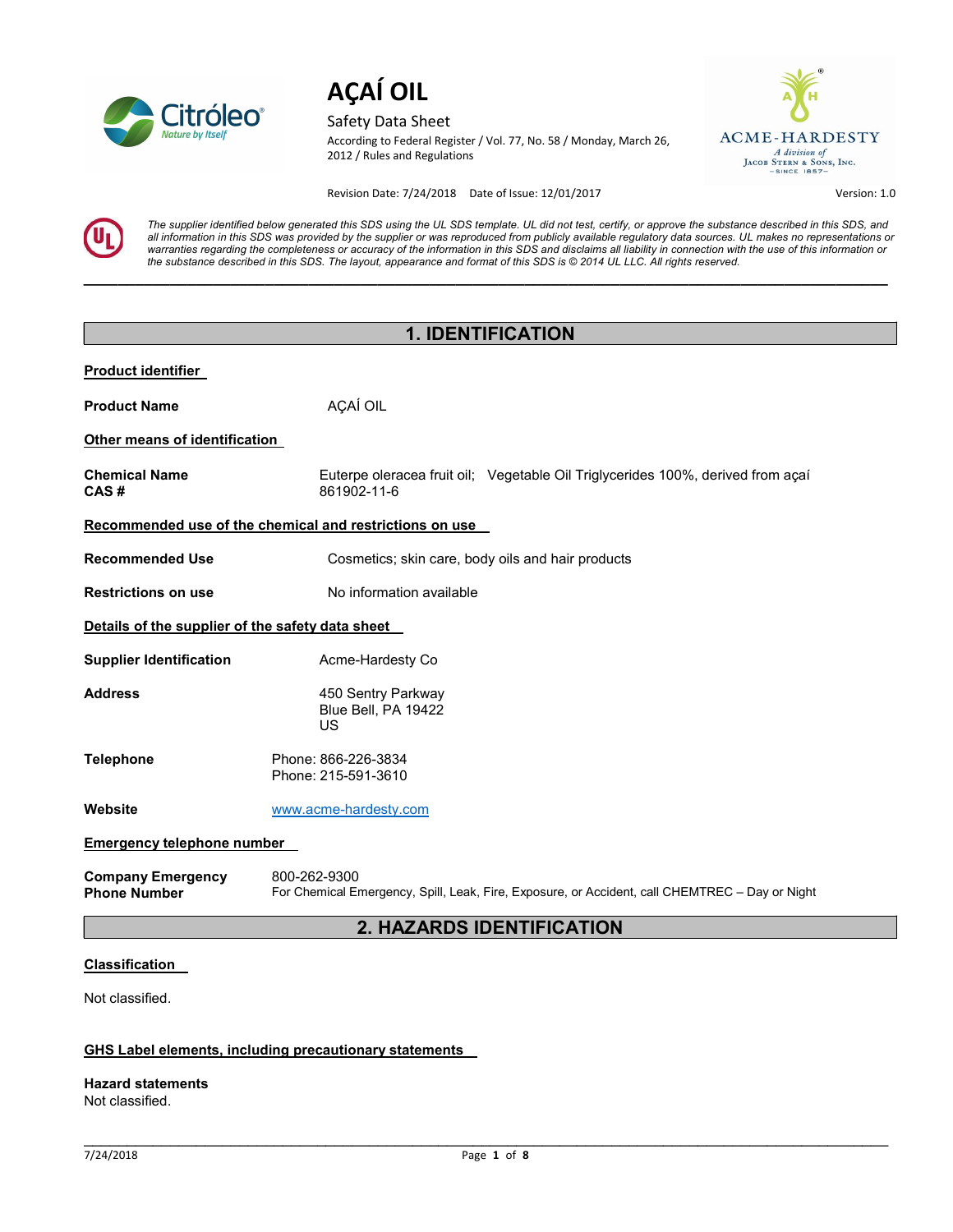# AÇAÍ OIL

Safety Data Sheet

According to Federal Register / Vol. 77, No. 58 / Monday, March 26, 2012 / Rules and Regulations

Revision Date: 7/24/2018 Date of Issue: 12/01/2017 Version: 1.0

*The supplier identified below generated this SDS using the UL SDS template. UL did not test, certify, or approve the substance described in this SDS, and all information in this SDS was provided by the supplier or was reproduced from publicly available regulatory data sources. UL makes no representations or warranties regarding the completeness or accuracy of the information in this SDS and disclaims all liability in connection with the use of this information or the substance described in this SDS. The layout, appearance and format of this SDS is © 2014 UL LLC. All rights reserved.*

## 1. IDENTIFICATION

**Product identifier**

**Product Name** AÇAÍ OIL

**Other means of identification**

**Chemical Name** Euterpe oleracea fruit oil; Vegetable Oil Triglycerides 100%, derived from açaí

**CAS #** 861902-11-6

**Recommended use of the chemical and restrictions on use**

**Recommended Use** Cosmetics; skin care, body oils and hair products

**Restrictions on use** No information available

**Details of the supplier of the safety data sheet**

**Supplier Identification** Acme-Hardesty Co

**Address** 450 Sentry Parkway
Blue Bell, PA 19422
US

**Telephone** Phone: 866-226-3834
Phone: 215-591-3610

**Website** www.acme-hardesty.com

**Emergency telephone number**

**Company Emergency Phone Number** 800-262-9300
For Chemical Emergency, Spill, Leak, Fire, Exposure, or Accident, call CHEMTREC – Day or Night

## 2. HAZARDS IDENTIFICATION

**Classification**

Not classified.

**GHS Label elements, including precautionary statements**

**Hazard statements**
Not classified.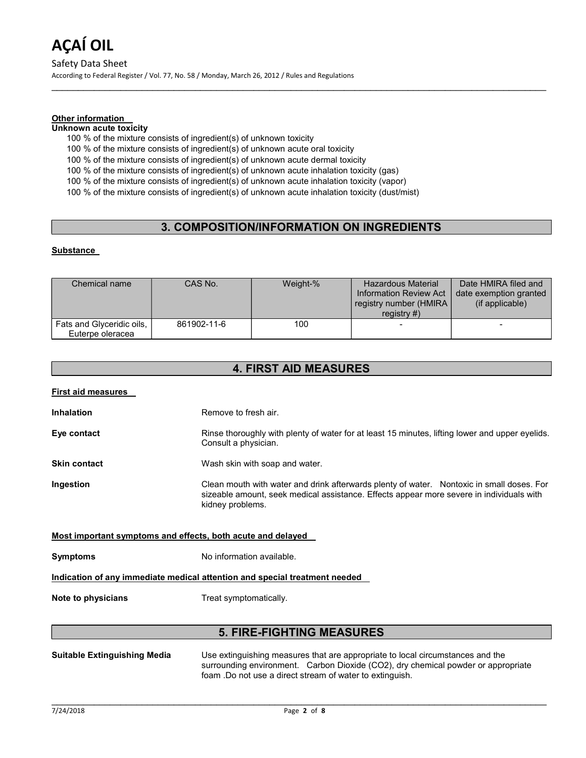**Other information**

**Unknown acute toxicity**

100 % of the mixture consists of ingredient(s) of unknown toxicity
100 % of the mixture consists of ingredient(s) of unknown acute oral toxicity
100 % of the mixture consists of ingredient(s) of unknown acute dermal toxicity
100 % of the mixture consists of ingredient(s) of unknown acute inhalation toxicity (gas)
100 % of the mixture consists of ingredient(s) of unknown acute inhalation toxicity (vapor)
100 % of the mixture consists of ingredient(s) of unknown acute inhalation toxicity (dust/mist)

## 3. COMPOSITION/INFORMATION ON INGREDIENTS

**Substance**

| Chemical name | CAS No. | Weight-% | Hazardous Material Information Review Act registry number (HMIRA registry #) | Date HMIRA filed and date exemption granted (if applicable) |
|---|---|---|---|---|
| Fats and Glyceridic oils, Euterpe oleracea | 861902-11-6 | 100 | - | - |

## 4. FIRST AID MEASURES

**First aid measures**

**Inhalation** Remove to fresh air.

**Eye contact** Rinse thoroughly with plenty of water for at least 15 minutes, lifting lower and upper eyelids. Consult a physician.

**Skin contact** Wash skin with soap and water.

**Ingestion** Clean mouth with water and drink afterwards plenty of water. Nontoxic in small doses. For sizeable amount, seek medical assistance. Effects appear more severe in individuals with kidney problems.

**Most important symptoms and effects, both acute and delayed**

**Symptoms** No information available.

**Indication of any immediate medical attention and special treatment needed**

**Note to physicians** Treat symptomatically.

## 5. FIRE-FIGHTING MEASURES

**Suitable Extinguishing Media** Use extinguishing measures that are appropriate to local circumstances and the surrounding environment. Carbon Dioxide ($CO_2$), dry chemical powder or appropriate foam .Do not use a direct stream of water to extinguish.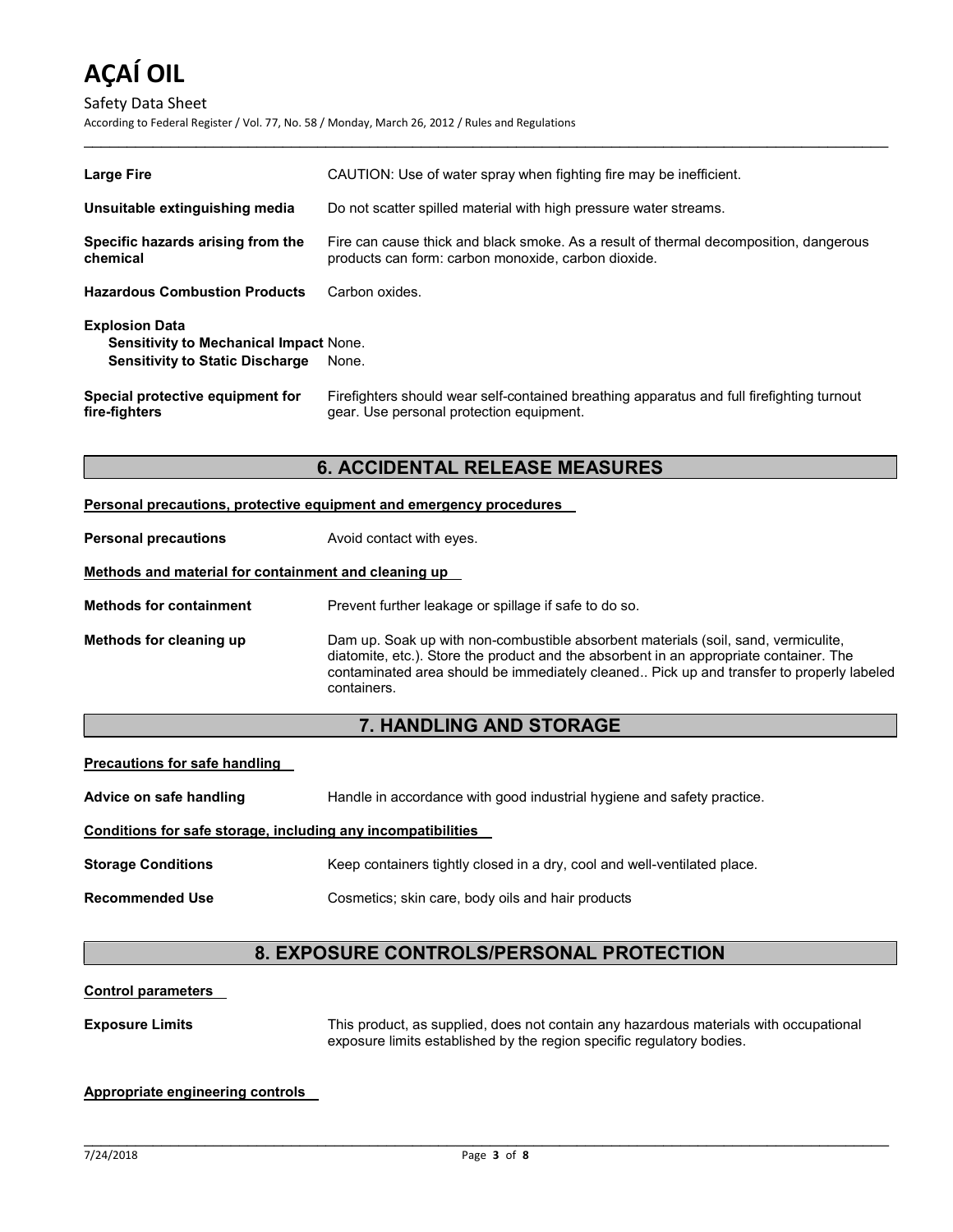| | |
|---|---|
| **Large Fire** | CAUTION: Use of water spray when fighting fire may be inefficient. |
| **Unsuitable extinguishing media** | Do not scatter spilled material with high pressure water streams. |
| **Specific hazards arising from the chemical** | Fire can cause thick and black smoke. As a result of thermal decomposition, dangerous products can form: carbon monoxide, carbon dioxide. |
| **Hazardous Combustion Products** | Carbon oxides. |

**Explosion Data**

| | |
|---|---|
| **Sensitivity to Mechanical Impact** | None. |
| **Sensitivity to Static Discharge** | None. |

| | |
|---|---|
| **Special protective equipment for fire-fighters** | Firefighters should wear self-contained breathing apparatus and full firefighting turnout gear. Use personal protection equipment. |

## 6. ACCIDENTAL RELEASE MEASURES

**Personal precautions, protective equipment and emergency procedures**

**Personal precautions** Avoid contact with eyes.

**Methods and material for containment and cleaning up**

**Methods for containment** Prevent further leakage or spillage if safe to do so.

**Methods for cleaning up** Dam up. Soak up with non-combustible absorbent materials (soil, sand, vermiculite, diatomite, etc.). Store the product and the absorbent in an appropriate container. The contaminated area should be immediately cleaned.. Pick up and transfer to properly labeled containers.

## 7. HANDLING AND STORAGE

**Precautions for safe handling**

**Advice on safe handling** Handle in accordance with good industrial hygiene and safety practice.

**Conditions for safe storage, including any incompatibilities**

**Storage Conditions** Keep containers tightly closed in a dry, cool and well-ventilated place.

**Recommended Use** Cosmetics; skin care, body oils and hair products

## 8. EXPOSURE CONTROLS/PERSONAL PROTECTION

**Control parameters**

**Exposure Limits** This product, as supplied, does not contain any hazardous materials with occupational exposure limits established by the region specific regulatory bodies.

**Appropriate engineering controls**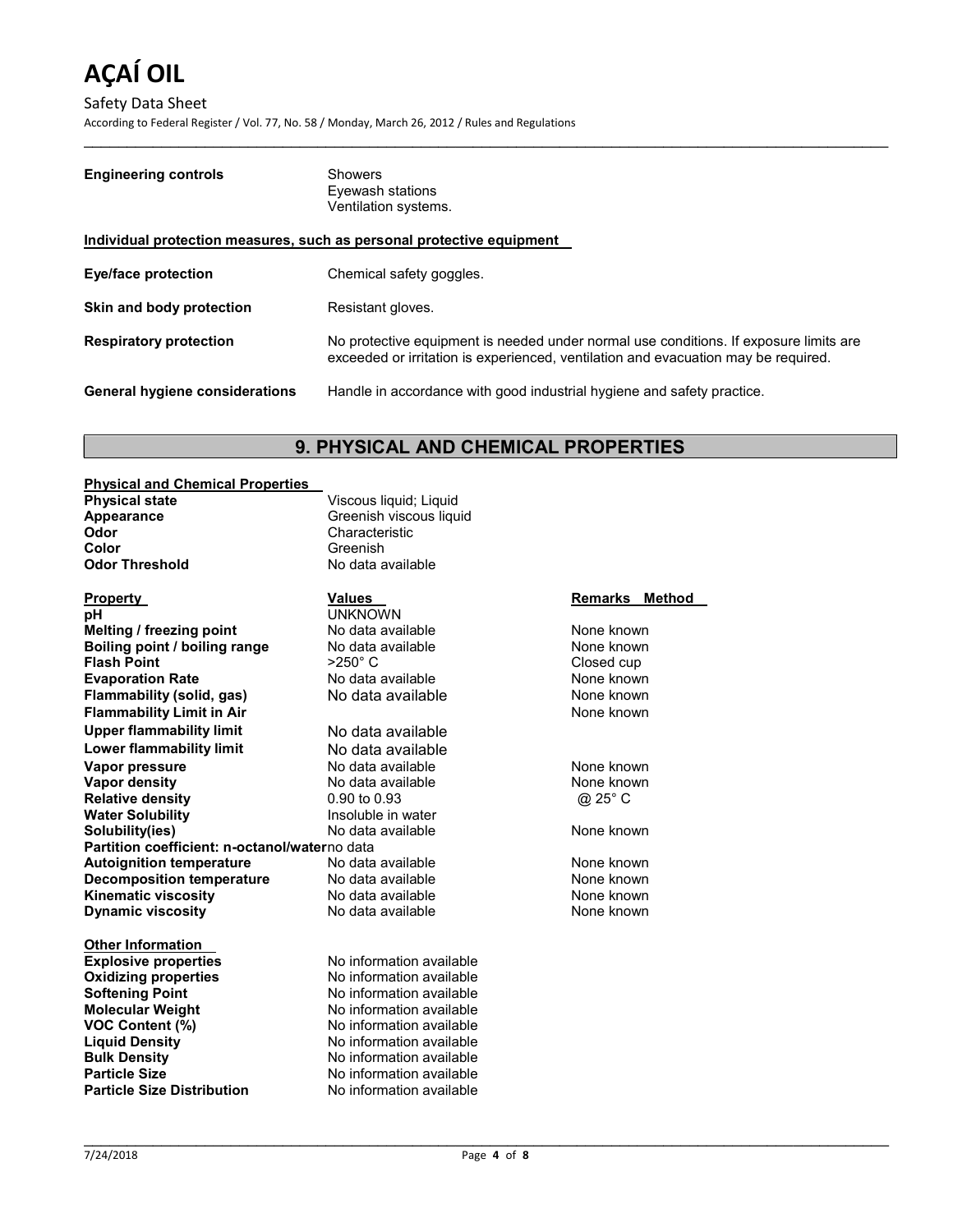| | |
|---|---|
| **Engineering controls** | Showers<br>Eyewash stations<br>Ventilation systems. |

**Individual protection measures, such as personal protective equipment**

| | |
|---|---|
| **Eye/face protection** | Chemical safety goggles. |
| **Skin and body protection** | Resistant gloves. |
| **Respiratory protection** | No protective equipment is needed under normal use conditions. If exposure limits are exceeded or irritation is experienced, ventilation and evacuation may be required. |
| **General hygiene considerations** | Handle in accordance with good industrial hygiene and safety practice. |

## 9. PHYSICAL AND CHEMICAL PROPERTIES

**Physical and Chemical Properties**

| | |
|---|---|
| **Physical state** | Viscous liquid; Liquid |
| **Appearance** | Greenish viscous liquid |
| **Odor** | Characteristic |
| **Color** | Greenish |
| **Odor Threshold** | No data available |

| **Property** | **Values** | **Remarks Method** |
|---|---|---|
| **pH** | UNKNOWN | |
| **Melting / freezing point** | No data available | None known |
| **Boiling point / boiling range** | No data available | None known |
| **Flash Point** | >250° C | Closed cup |
| **Evaporation Rate** | No data available | None known |
| **Flammability (solid, gas)** | No data available | None known |
| **Flammability Limit in Air** | | None known |
| **Upper flammability limit** | No data available | |
| **Lower flammability limit** | No data available | |
| **Vapor pressure** | No data available | None known |
| **Vapor density** | No data available | None known |
| **Relative density** | 0.90 to 0.93 | @ 25° C |
| **Water Solubility** | Insoluble in water | |
| **Solubility(ies)** | No data available | None known |
| **Partition coefficient: n-octanol/water** | no data | |
| **Autoignition temperature** | No data available | None known |
| **Decomposition temperature** | No data available | None known |
| **Kinematic viscosity** | No data available | None known |
| **Dynamic viscosity** | No data available | None known |

**Other Information**

| | |
|---|---|
| **Explosive properties** | No information available |
| **Oxidizing properties** | No information available |
| **Softening Point** | No information available |
| **Molecular Weight** | No information available |
| **VOC Content (%)** | No information available |
| **Liquid Density** | No information available |
| **Bulk Density** | No information available |
| **Particle Size** | No information available |
| **Particle Size Distribution** | No information available |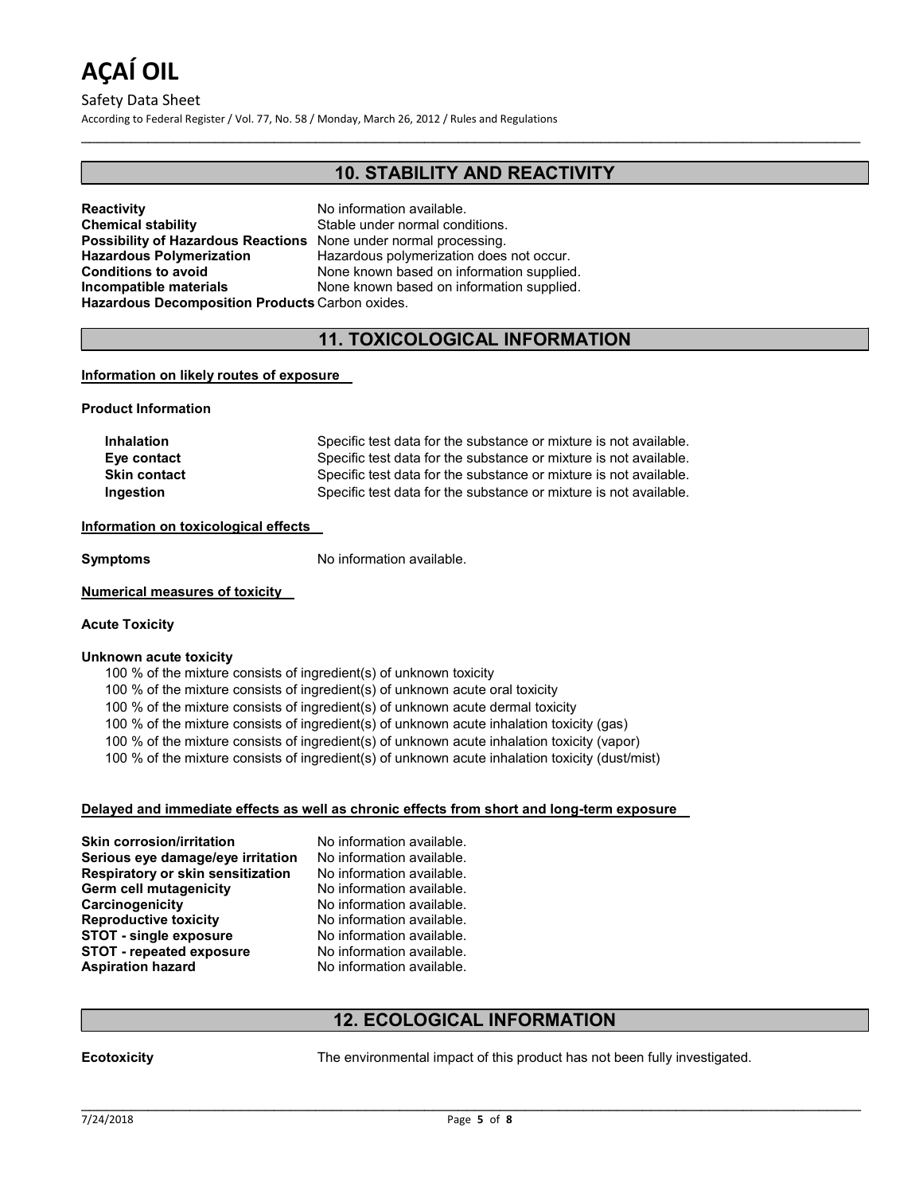## 10. STABILITY AND REACTIVITY

**Reactivity** No information available.
**Chemical stability** Stable under normal conditions.
**Possibility of Hazardous Reactions** None under normal processing.
**Hazardous Polymerization** Hazardous polymerization does not occur.
**Conditions to avoid** None known based on information supplied.
**Incompatible materials** None known based on information supplied.
**Hazardous Decomposition Products** Carbon oxides.

## 11. TOXICOLOGICAL INFORMATION

**Information on likely routes of exposure**

**Product Information**

| | |
|---|---|
| **Inhalation** | Specific test data for the substance or mixture is not available. |
| **Eye contact** | Specific test data for the substance or mixture is not available. |
| **Skin contact** | Specific test data for the substance or mixture is not available. |
| **Ingestion** | Specific test data for the substance or mixture is not available. |

**Information on toxicological effects**

**Symptoms** No information available.

**Numerical measures of toxicity**

**Acute Toxicity**

**Unknown acute toxicity**

100 % of the mixture consists of ingredient(s) of unknown toxicity
100 % of the mixture consists of ingredient(s) of unknown acute oral toxicity
100 % of the mixture consists of ingredient(s) of unknown acute dermal toxicity
100 % of the mixture consists of ingredient(s) of unknown acute inhalation toxicity (gas)
100 % of the mixture consists of ingredient(s) of unknown acute inhalation toxicity (vapor)
100 % of the mixture consists of ingredient(s) of unknown acute inhalation toxicity (dust/mist)

**Delayed and immediate effects as well as chronic effects from short and long-term exposure**

| | |
|---|---|
| **Skin corrosion/irritation** | No information available. |
| **Serious eye damage/eye irritation** | No information available. |
| **Respiratory or skin sensitization** | No information available. |
| **Germ cell mutagenicity** | No information available. |
| **Carcinogenicity** | No information available. |
| **Reproductive toxicity** | No information available. |
| **STOT - single exposure** | No information available. |
| **STOT - repeated exposure** | No information available. |
| **Aspiration hazard** | No information available. |

## 12. ECOLOGICAL INFORMATION

**Ecotoxicity** The environmental impact of this product has not been fully investigated.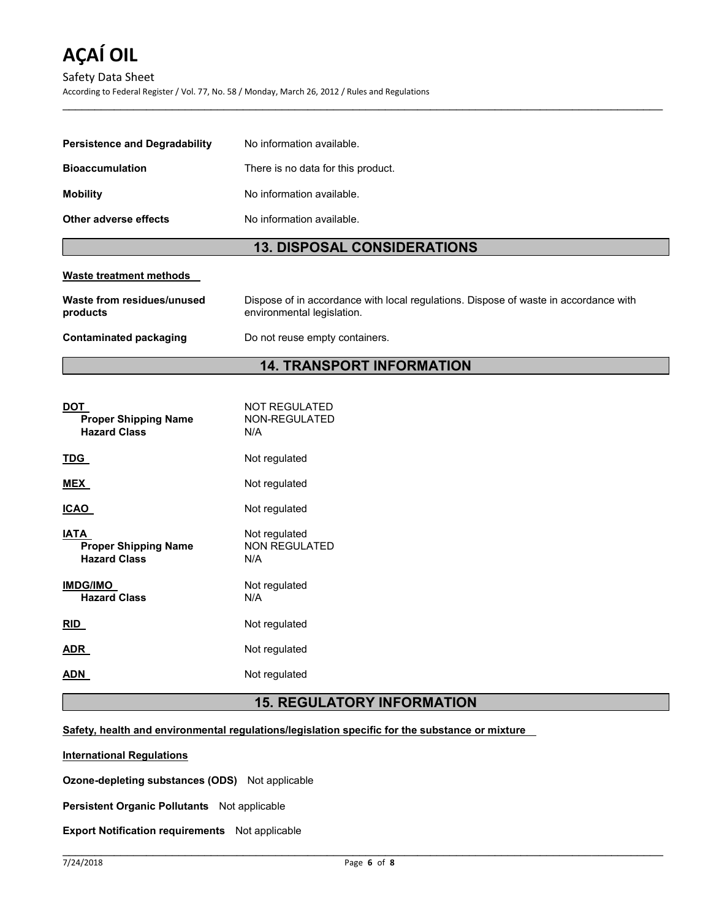**Persistence and Degradability** No information available.

**Bioaccumulation** There is no data for this product.

**Mobility** No information available.

**Other adverse effects** No information available.

## 13. DISPOSAL CONSIDERATIONS

**Waste treatment methods**

**Waste from residues/unused products** Dispose of in accordance with local regulations. Dispose of waste in accordance with environmental legislation.

**Contaminated packaging** Do not reuse empty containers.

## 14. TRANSPORT INFORMATION

**DOT** NOT REGULATED
**Proper Shipping Name** NON-REGULATED
**Hazard Class** N/A

**TDG** Not regulated

**MEX** Not regulated

**ICAO** Not regulated

**IATA** Not regulated
**Proper Shipping Name** NON REGULATED
**Hazard Class** N/A

**IMDG/IMO** Not regulated
**Hazard Class** N/A

**RID** Not regulated

**ADR** Not regulated

**ADN** Not regulated

## 15. REGULATORY INFORMATION

**Safety, health and environmental regulations/legislation specific for the substance or mixture**

**International Regulations**

**Ozone-depleting substances (ODS)** Not applicable

**Persistent Organic Pollutants** Not applicable

**Export Notification requirements** Not applicable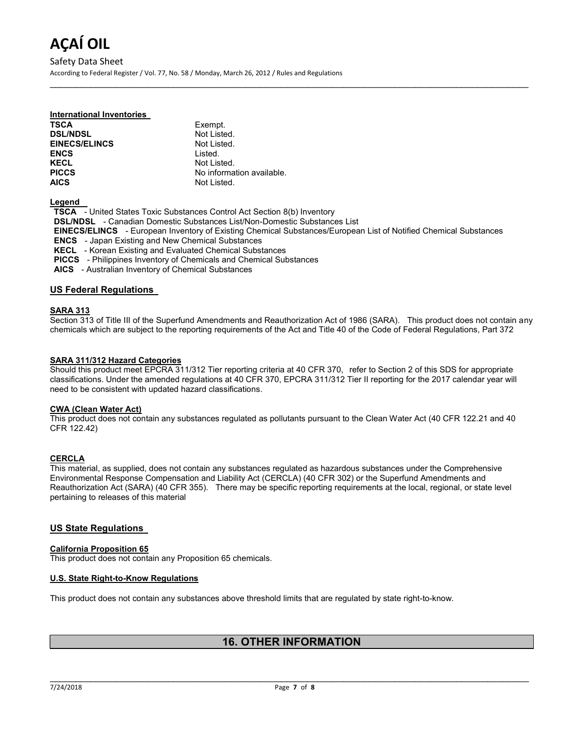**International Inventories**

| | |
|---|---|
| **TSCA** | Exempt. |
| **DSL/NDSL** | Not Listed. |
| **EINECS/ELINCS** | Not Listed. |
| **ENCS** | Listed. |
| **KECL** | Not Listed. |
| **PICCS** | No information available. |
| **AICS** | Not Listed. |

**Legend**

**TSCA** - United States Toxic Substances Control Act Section 8(b) Inventory
**DSL/NDSL** - Canadian Domestic Substances List/Non-Domestic Substances List
**EINECS/ELINCS** - European Inventory of Existing Chemical Substances/European List of Notified Chemical Substances
**ENCS** - Japan Existing and New Chemical Substances
**KECL** - Korean Existing and Evaluated Chemical Substances
**PICCS** - Philippines Inventory of Chemicals and Chemical Substances
**AICS** - Australian Inventory of Chemical Substances

## US Federal Regulations

**SARA 313**

Section 313 of Title III of the Superfund Amendments and Reauthorization Act of 1986 (SARA). This product does not contain any chemicals which are subject to the reporting requirements of the Act and Title 40 of the Code of Federal Regulations, Part 372

**SARA 311/312 Hazard Categories**

Should this product meet EPCRA 311/312 Tier reporting criteria at 40 CFR 370, refer to Section 2 of this SDS for appropriate classifications. Under the amended regulations at 40 CFR 370, EPCRA 311/312 Tier II reporting for the 2017 calendar year will need to be consistent with updated hazard classifications.

**CWA (Clean Water Act)**

This product does not contain any substances regulated as pollutants pursuant to the Clean Water Act (40 CFR 122.21 and 40 CFR 122.42)

**CERCLA**

This material, as supplied, does not contain any substances regulated as hazardous substances under the Comprehensive Environmental Response Compensation and Liability Act (CERCLA) (40 CFR 302) or the Superfund Amendments and Reauthorization Act (SARA) (40 CFR 355). There may be specific reporting requirements at the local, regional, or state level pertaining to releases of this material

## US State Regulations

**California Proposition 65**

This product does not contain any Proposition 65 chemicals.

**U.S. State Right-to-Know Regulations**

This product does not contain any substances above threshold limits that are regulated by state right-to-know.

## 16. OTHER INFORMATION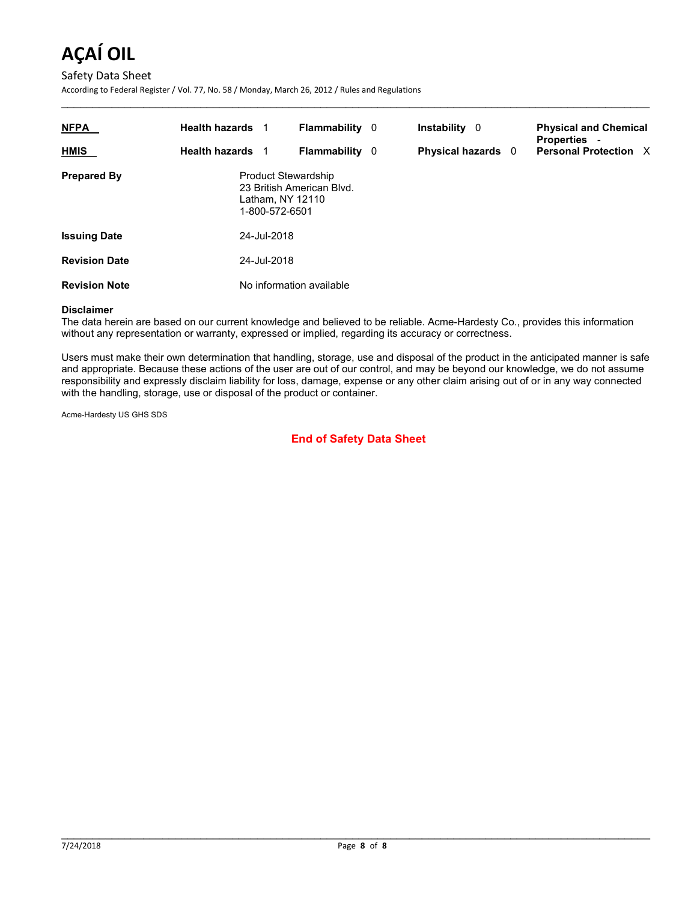# AÇAÍ OIL

Safety Data Sheet

According to Federal Register / Vol. 77, No. 58 / Monday, March 26, 2012 / Rules and Regulations

| | | | | |
|---|---|---|---|---|
| **NFPA** | **Health hazards** 1 | **Flammability** 0 | **Instability** 0 | **Physical and Chemical Properties** - |
| **HMIS** | **Health hazards** 1 | **Flammability** 0 | **Physical hazards** 0 | **Personal Protection** X |

**Prepared By** Product Stewardship
23 British American Blvd.
Latham, NY 12110
1-800-572-6501

**Issuing Date** 24-Jul-2018

**Revision Date** 24-Jul-2018

**Revision Note** No information available

**Disclaimer**

The data herein are based on our current knowledge and believed to be reliable. Acme-Hardesty Co., provides this information without any representation or warranty, expressed or implied, regarding its accuracy or correctness.

Users must make their own determination that handling, storage, use and disposal of the product in the anticipated manner is safe and appropriate. Because these actions of the user are out of our control, and may be beyond our knowledge, we do not assume responsibility and expressly disclaim liability for loss, damage, expense or any other claim arising out of or in any way connected with the handling, storage, use or disposal of the product or container.

Acme-Hardesty US GHS SDS

**End of Safety Data Sheet**